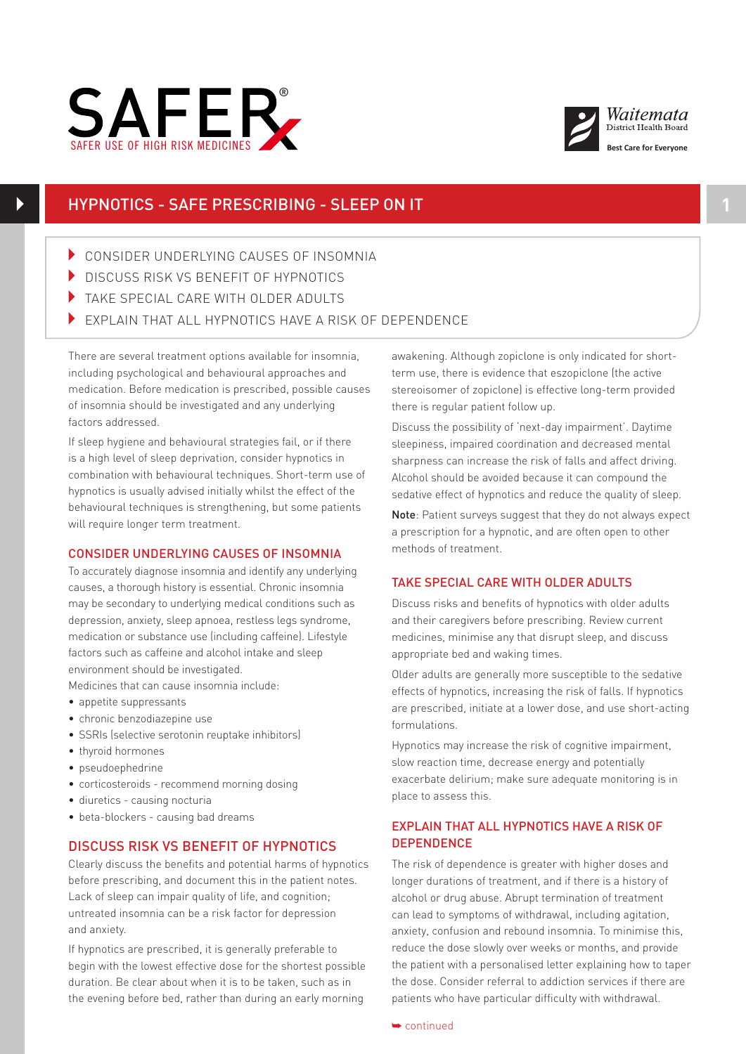SAFER
SAFER USE OF HIGH RISK MEDICINES

Waitemata District Health Board
Best Care for Everyone

# HYPNOTICS - SAFE PRESCRIBING - SLEEP ON IT

- CONSIDER UNDERLYING CAUSES OF INSOMNIA
- DISCUSS RISK VS BENEFIT OF HYPNOTICS
- TAKE SPECIAL CARE WITH OLDER ADULTS
- EXPLAIN THAT ALL HYPNOTICS HAVE A RISK OF DEPENDENCE

There are several treatment options available for insomnia, including psychological and behavioural approaches and medication. Before medication is prescribed, possible causes of insomnia should be investigated and any underlying factors addressed.

If sleep hygiene and behavioural strategies fail, or if there is a high level of sleep deprivation, consider hypnotics in combination with behavioural techniques. Short-term use of hypnotics is usually advised initially whilst the effect of the behavioural techniques is strengthening, but some patients will require longer term treatment.

## CONSIDER UNDERLYING CAUSES OF INSOMNIA

To accurately diagnose insomnia and identify any underlying causes, a thorough history is essential. Chronic insomnia may be secondary to underlying medical conditions such as depression, anxiety, sleep apnoea, restless legs syndrome, medication or substance use (including caffeine). Lifestyle factors such as caffeine, alcohol intake and sleep environment should be investigated.

Medicines that can cause insomnia include:

- appetite suppressants
- chronic benzodiazepine use
- SSRIs (selective serotonin reuptake inhibitors)
- thyroid hormones
- pseudoephedrine
- corticosteroids - recommend morning dosing
- diuretics - causing nocturia
- beta-blockers - causing bad dreams

## DISCUSS RISK VS BENEFIT OF HYPNOTICS

Clearly discuss the benefits and potential harms of hypnotics before prescribing, and document this in the patient notes. Lack of sleep can impair quality of life, and cognition; untreated insomnia can be a risk factor for depression and anxiety.

If hypnotics are prescribed, it is generally preferable to begin with the lowest effective dose for the shortest possible duration. Be clear about when it is to be taken, such as in the evening before bed, rather than during an early morning awakening. Although zopiclone is only indicated for short-term use, there is evidence that eszopiclone (the active stereoisomer of zopiclone) is effective long-term provided there is regular patient follow up.

Discuss the possibility of 'next-day impairment'. Daytime sleepiness, impaired coordination and decreased mental sharpness can increase the risk of falls and affect driving. Alcohol should be avoided because it can compound the sedative effect of hypnotics and reduce the quality of sleep.

**Note**: Patient surveys suggest that they do not always expect a prescription for a hypnotic, and are often open to other methods of treatment.

## TAKE SPECIAL CARE WITH OLDER ADULTS

Discuss risks and benefits of hypnotics with older adults and their caregivers before prescribing. Review current medicines, minimise any that disrupt sleep, and discuss appropriate bed and waking times.

Older adults are generally more susceptible to the sedative effects of hypnotics, increasing the risk of falls. If hypnotics are prescribed, initiate at a lower dose, and use short-acting formulations.

Hypnotics may increase the risk of cognitive impairment, slow reaction time, decrease energy and potentially exacerbate delirium; make sure adequate monitoring is in place to assess this.

## EXPLAIN THAT ALL HYPNOTICS HAVE A RISK OF DEPENDENCE

The risk of dependence is greater with higher doses and longer durations of treatment, and if there is a history of alcohol or drug abuse. Abrupt termination of treatment can lead to symptoms of withdrawal, including agitation, anxiety, confusion and rebound insomnia. To minimise this, reduce the dose slowly over weeks or months, and provide the patient with a personalised letter explaining how to taper the dose. Consider referral to addiction services if there are patients who have particular difficulty with withdrawal.

continued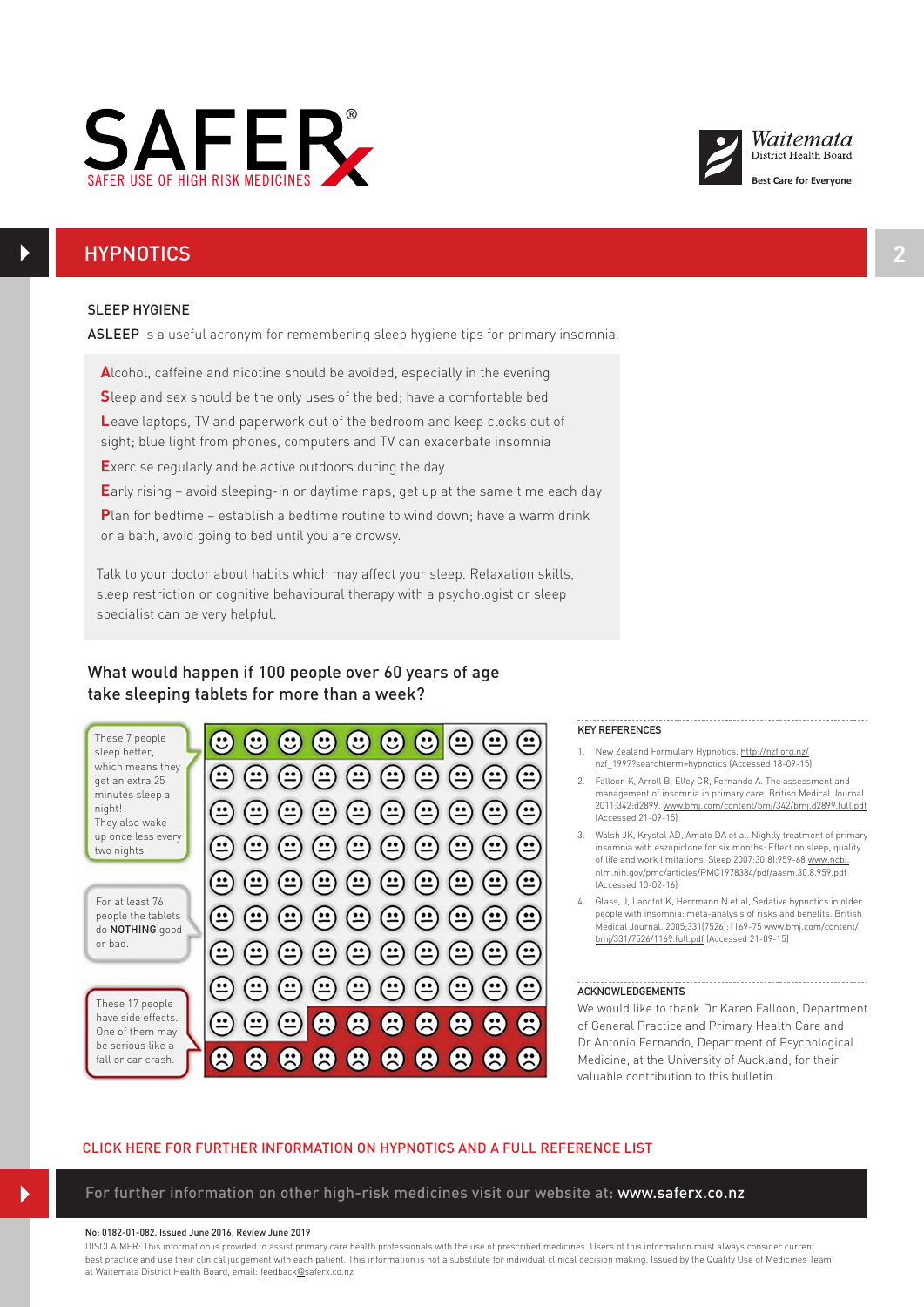# SAFER
SAFER USE OF HIGH RISK MEDICINES

Waitemata District Health Board
Best Care for Everyone

## HYPNOTICS

### SLEEP HYGIENE

**ASLEEP** is a useful acronym for remembering sleep hygiene tips for primary insomnia.

**A**lcohol, caffeine and nicotine should be avoided, especially in the evening

**S**leep and sex should be the only uses of the bed; have a comfortable bed

**L**eave laptops, TV and paperwork out of the bedroom and keep clocks out of sight; blue light from phones, computers and TV can exacerbate insomnia

**E**xercise regularly and be active outdoors during the day

**E**arly rising – avoid sleeping-in or daytime naps; get up at the same time each day

**P**lan for bedtime – establish a bedtime routine to wind down; have a warm drink or a bath, avoid going to bed until you are drowsy.

Talk to your doctor about habits which may affect your sleep. Relaxation skills, sleep restriction or cognitive behavioural therapy with a psychologist or sleep specialist can be very helpful.

### What would happen if 100 people over 60 years of age take sleeping tablets for more than a week?

These 7 people sleep better, which means they get an extra 25 minutes sleep a night! They also wake up once less every two nights.

For at least 76 people the tablets do **NOTHING** good or bad.

These 17 people have side effects. One of them may be serious like a fall or car crash.

### KEY REFERENCES

1. New Zealand Formulary Hypnotics. http://nzf.org.nz/nzf_1997?searchterm=hypnotics (Accessed 18-09-15)
2. Falloon K, Arroll B, Elley CR, Fernando A. The assessment and management of insomnia in primary care. British Medical Journal 2011;342:d2899. www.bmj.com/content/bmj/342/bmj.d2899.full.pdf (Accessed 21-09-15)
3. Walsh JK, Krystal AD, Amato DA et al. Nightly treatment of primary insomnia with eszopiclone for six months: Effect on sleep, quality of life and work limitations. Sleep 2007;30(8):959-68 www.ncbi.nlm.nih.gov/pmc/articles/PMC1978384/pdf/aasm.30.8.959.pdf (Accessed 10-02-16)
4. Glass, J, Lanctot K, Herrmann N et al, Sedative hypnotics in older people with insomnia: meta-analysis of risks and benefits. British Medical Journal. 2005;331(7526):1169-75 www.bmj.com/content/bmj/331/7526/1169.full.pdf (Accessed 21-09-15)

### ACKNOWLEDGEMENTS

We would like to thank Dr Karen Falloon, Department of General Practice and Primary Health Care and Dr Antonio Fernando, Department of Psychological Medicine, at the University of Auckland, for their valuable contribution to this bulletin.

CLICK HERE FOR FURTHER INFORMATION ON HYPNOTICS AND A FULL REFERENCE LIST

For further information on other high-risk medicines visit our website at: **www.saferx.co.nz**

**No: 0182-01-082, Issued June 2016, Review June 2019**

DISCLAIMER: This information is provided to assist primary care health professionals with the use of prescribed medicines. Users of this information must always consider current best practice and use their clinical judgement with each patient. This information is not a substitute for individual clinical decision making. Issued by the Quality Use of Medicines Team at Waitemata District Health Board, email: feedback@saferx.co.nz